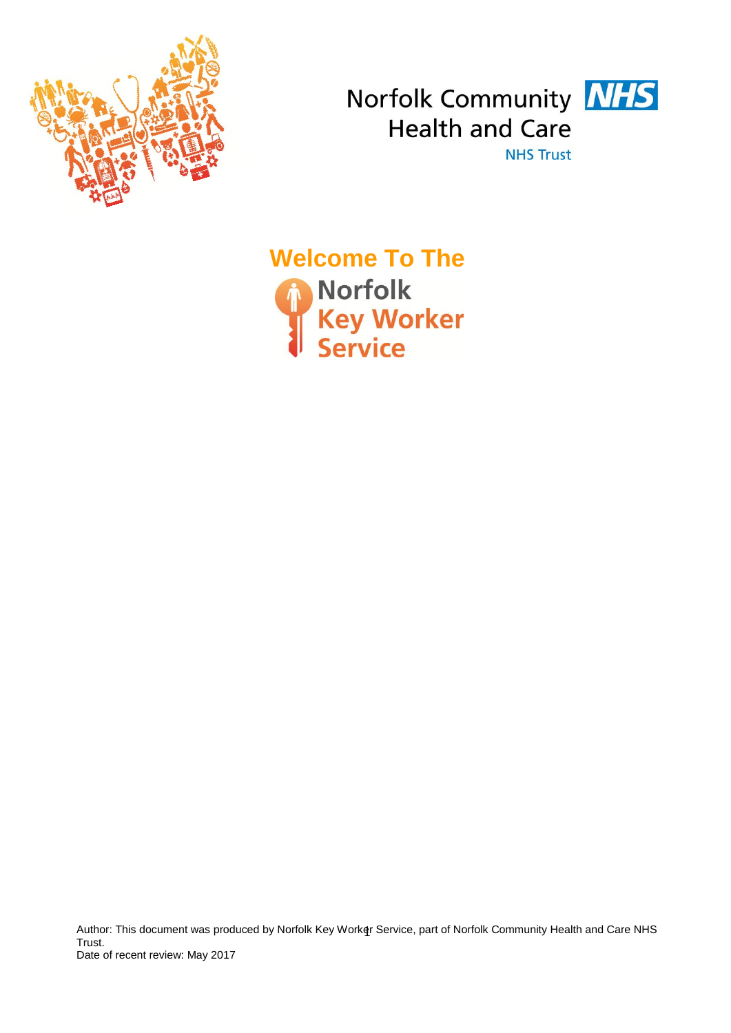Norfolk Community Health and Care NHS Trust

# Welcome To The Norfolk Key Worker Service

Author: This document was produced by Norfolk Key Worker Service, part of Norfolk Community Health and Care NHS Trust.
Date of recent review: May 2017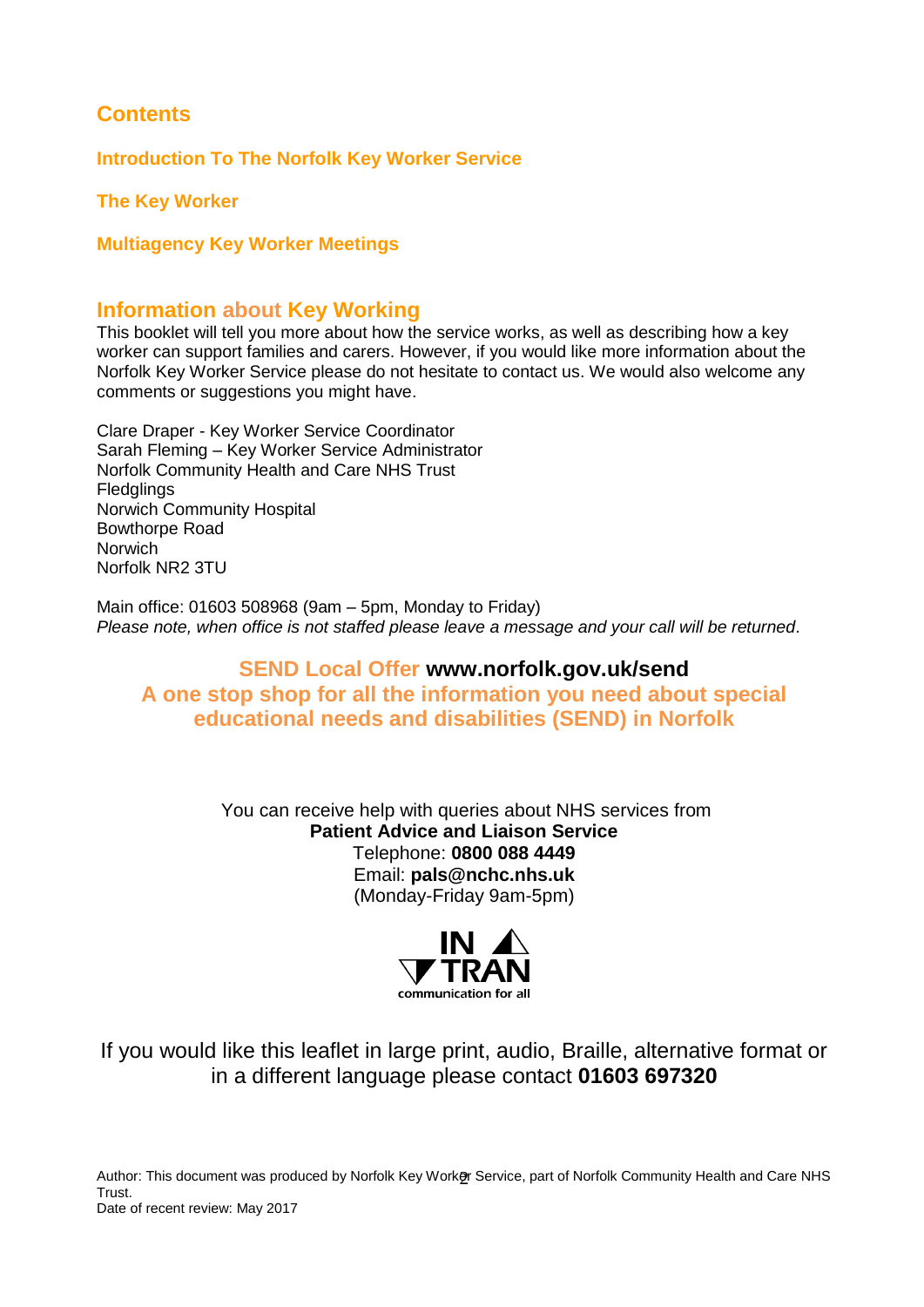## Contents

**Introduction To The Norfolk Key Worker Service**

**The Key Worker**

**Multiagency Key Worker Meetings**

## Information about Key Working

This booklet will tell you more about how the service works, as well as describing how a key worker can support families and carers. However, if you would like more information about the Norfolk Key Worker Service please do not hesitate to contact us. We would also welcome any comments or suggestions you might have.

Clare Draper - Key Worker Service Coordinator
Sarah Fleming – Key Worker Service Administrator
Norfolk Community Health and Care NHS Trust
Fledglings
Norwich Community Hospital
Bowthorpe Road
Norwich
Norfolk NR2 3TU

Main office: 01603 508968 (9am – 5pm, Monday to Friday)
*Please note, when office is not staffed please leave a message and your call will be returned*.

**SEND Local Offer www.norfolk.gov.uk/send**
**A one stop shop for all the information you need about special educational needs and disabilities (SEND) in Norfolk**

You can receive help with queries about NHS services from
**Patient Advice and Liaison Service**
Telephone: **0800 088 4449**
Email: **pals@nchc.nhs.uk**
(Monday-Friday 9am-5pm)

IN TRAN
communication for all

If you would like this leaflet in large print, audio, Braille, alternative format or in a different language please contact **01603 697320**

Author: This document was produced by Norfolk Key Worker Service, part of Norfolk Community Health and Care NHS Trust.
Date of recent review: May 2017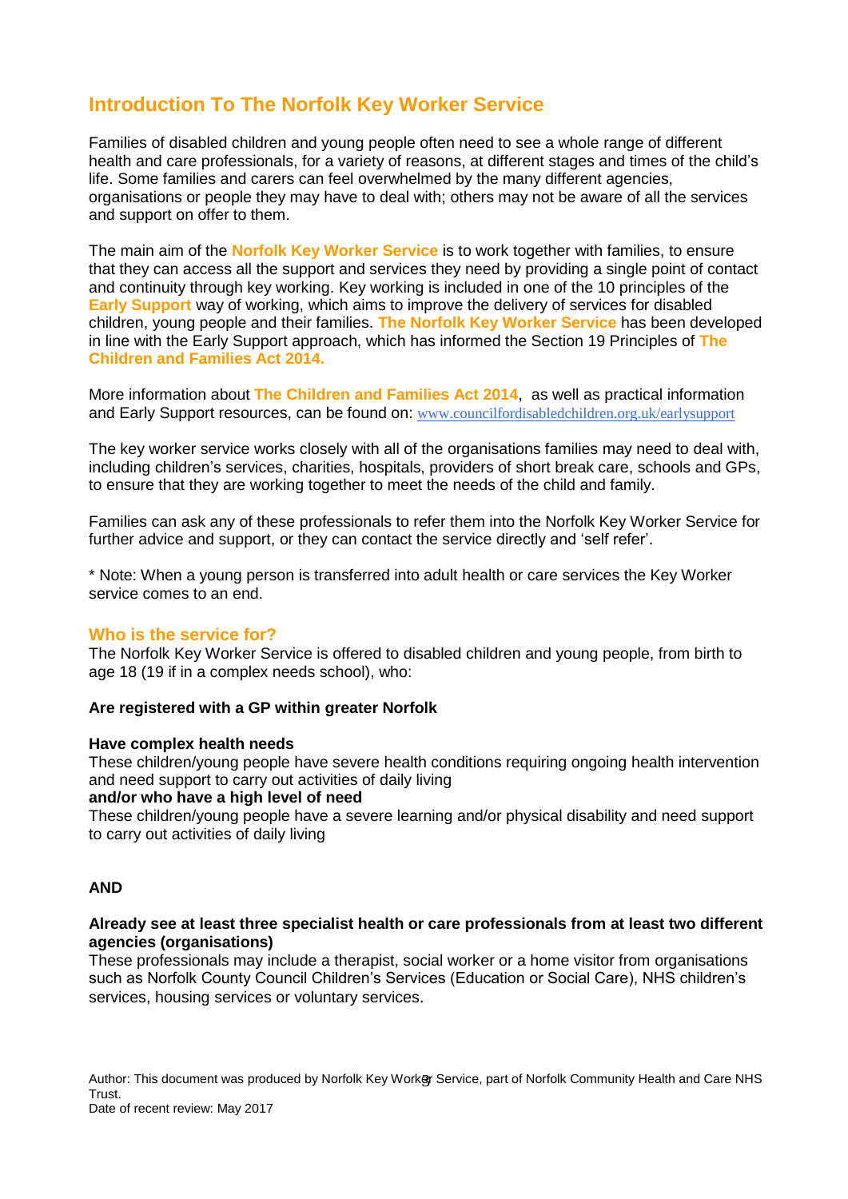## Introduction To The Norfolk Key Worker Service

Families of disabled children and young people often need to see a whole range of different health and care professionals, for a variety of reasons, at different stages and times of the child's life. Some families and carers can feel overwhelmed by the many different agencies, organisations or people they may have to deal with; others may not be aware of all the services and support on offer to them.

The main aim of the **Norfolk Key Worker Service** is to work together with families, to ensure that they can access all the support and services they need by providing a single point of contact and continuity through key working. Key working is included in one of the 10 principles of the **Early Support** way of working, which aims to improve the delivery of services for disabled children, young people and their families. **The Norfolk Key Worker Service** has been developed in line with the Early Support approach, which has informed the Section 19 Principles of **The Children and Families Act 2014.**

More information about **The Children and Families Act 2014**, as well as practical information and Early Support resources, can be found on: www.councilfordisabledchildren.org.uk/earlysupport

The key worker service works closely with all of the organisations families may need to deal with, including children's services, charities, hospitals, providers of short break care, schools and GPs, to ensure that they are working together to meet the needs of the child and family.

Families can ask any of these professionals to refer them into the Norfolk Key Worker Service for further advice and support, or they can contact the service directly and 'self refer'.

* Note: When a young person is transferred into adult health or care services the Key Worker service comes to an end.

### Who is the service for?

The Norfolk Key Worker Service is offered to disabled children and young people, from birth to age 18 (19 if in a complex needs school), who:

**Are registered with a GP within greater Norfolk**

**Have complex health needs**
These children/young people have severe health conditions requiring ongoing health intervention and need support to carry out activities of daily living
**and/or who have a high level of need**
These children/young people have a severe learning and/or physical disability and need support to carry out activities of daily living

**AND**

**Already see at least three specialist health or care professionals from at least two different agencies (organisations)**
These professionals may include a therapist, social worker or a home visitor from organisations such as Norfolk County Council Children's Services (Education or Social Care), NHS children's services, housing services or voluntary services.

Author: This document was produced by Norfolk Key Worker Service, part of Norfolk Community Health and Care NHS Trust.
Date of recent review: May 2017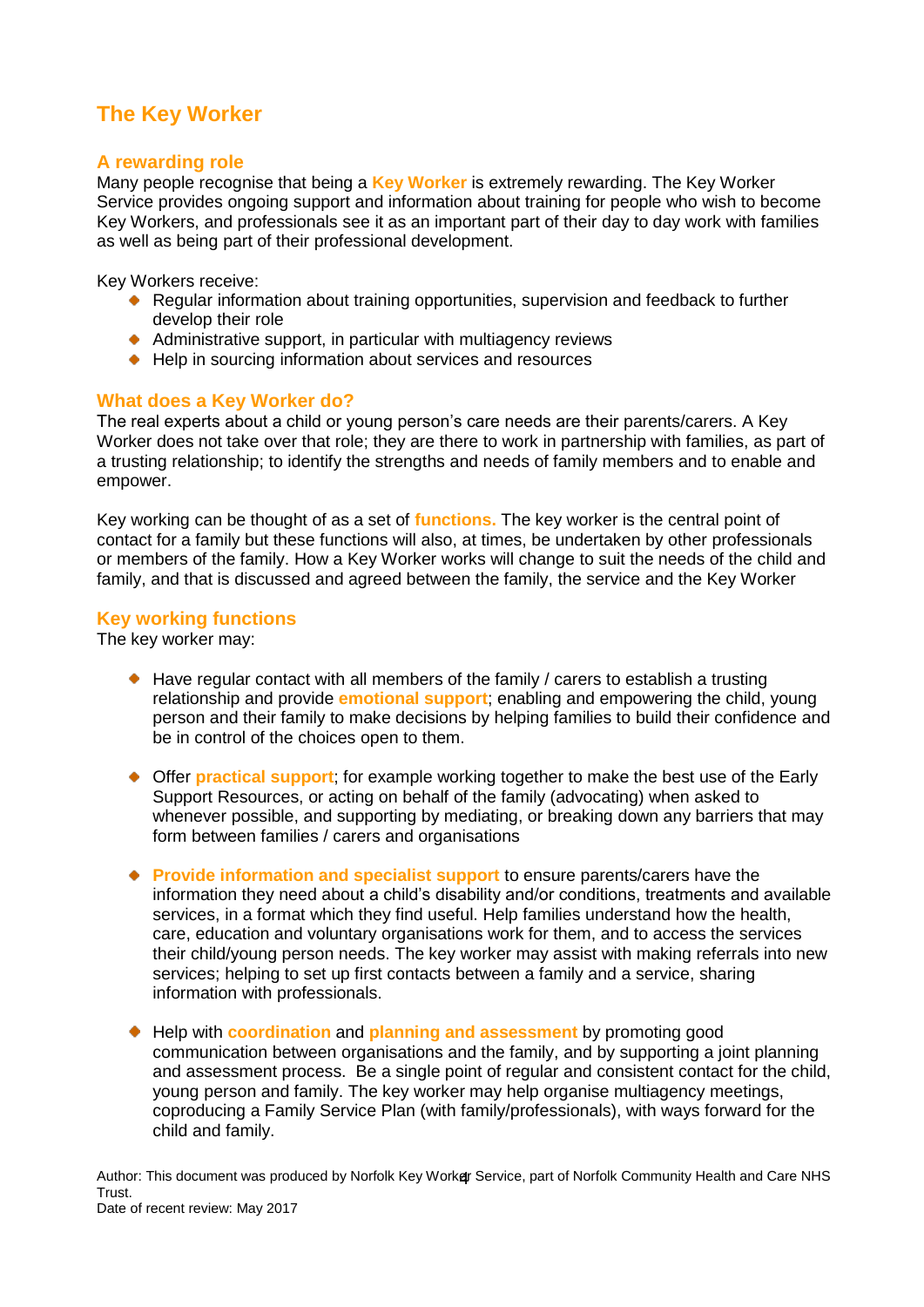# The Key Worker

## A rewarding role

Many people recognise that being a **Key Worker** is extremely rewarding. The Key Worker Service provides ongoing support and information about training for people who wish to become Key Workers, and professionals see it as an important part of their day to day work with families as well as being part of their professional development.

Key Workers receive:

- Regular information about training opportunities, supervision and feedback to further develop their role
- Administrative support, in particular with multiagency reviews
- Help in sourcing information about services and resources

## What does a Key Worker do?

The real experts about a child or young person's care needs are their parents/carers. A Key Worker does not take over that role; they are there to work in partnership with families, as part of a trusting relationship; to identify the strengths and needs of family members and to enable and empower.

Key working can be thought of as a set of **functions.** The key worker is the central point of contact for a family but these functions will also, at times, be undertaken by other professionals or members of the family. How a Key Worker works will change to suit the needs of the child and family, and that is discussed and agreed between the family, the service and the Key Worker

## Key working functions

The key worker may:

- Have regular contact with all members of the family / carers to establish a trusting relationship and provide **emotional support**; enabling and empowering the child, young person and their family to make decisions by helping families to build their confidence and be in control of the choices open to them.

- Offer **practical support**; for example working together to make the best use of the Early Support Resources, or acting on behalf of the family (advocating) when asked to whenever possible, and supporting by mediating, or breaking down any barriers that may form between families / carers and organisations

- **Provide information and specialist support** to ensure parents/carers have the information they need about a child's disability and/or conditions, treatments and available services, in a format which they find useful. Help families understand how the health, care, education and voluntary organisations work for them, and to access the services their child/young person needs. The key worker may assist with making referrals into new services; helping to set up first contacts between a family and a service, sharing information with professionals.

- Help with **coordination** and **planning and assessment** by promoting good communication between organisations and the family, and by supporting a joint planning and assessment process. Be a single point of regular and consistent contact for the child, young person and family. The key worker may help organise multiagency meetings, coproducing a Family Service Plan (with family/professionals), with ways forward for the child and family.

Author: This document was produced by Norfolk Key Worker Service, part of Norfolk Community Health and Care NHS Trust.
Date of recent review: May 2017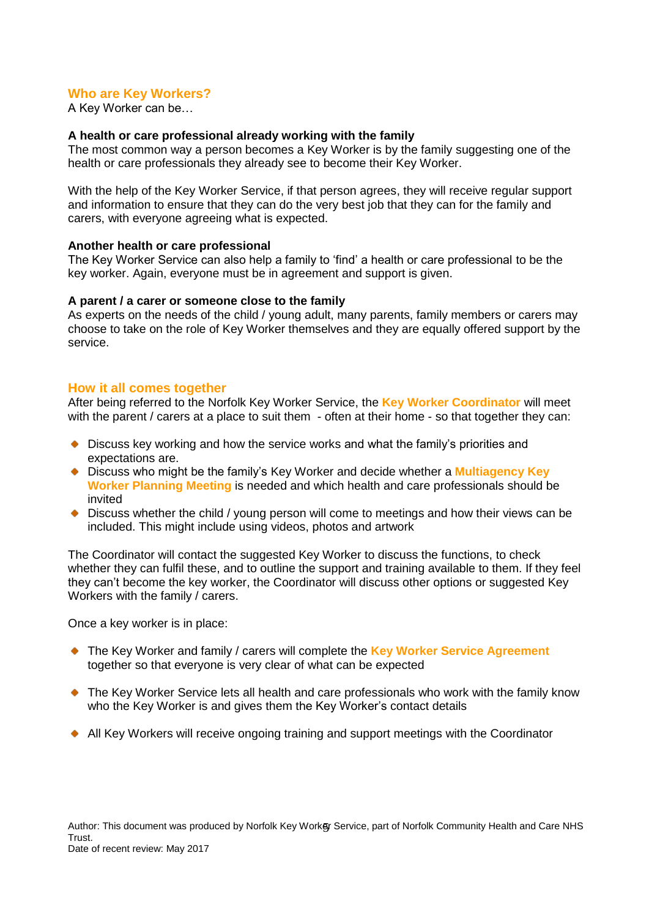## Who are Key Workers?

A Key Worker can be…

**A health or care professional already working with the family**

The most common way a person becomes a Key Worker is by the family suggesting one of the health or care professionals they already see to become their Key Worker.

With the help of the Key Worker Service, if that person agrees, they will receive regular support and information to ensure that they can do the very best job that they can for the family and carers, with everyone agreeing what is expected.

**Another health or care professional**

The Key Worker Service can also help a family to 'find' a health or care professional to be the key worker. Again, everyone must be in agreement and support is given.

**A parent / a carer or someone close to the family**

As experts on the needs of the child / young adult, many parents, family members or carers may choose to take on the role of Key Worker themselves and they are equally offered support by the service.

## How it all comes together

After being referred to the Norfolk Key Worker Service, the **Key Worker Coordinator** will meet with the parent / carers at a place to suit them - often at their home - so that together they can:

- Discuss key working and how the service works and what the family's priorities and expectations are.
- Discuss who might be the family's Key Worker and decide whether a **Multiagency Key Worker Planning Meeting** is needed and which health and care professionals should be invited
- Discuss whether the child / young person will come to meetings and how their views can be included. This might include using videos, photos and artwork

The Coordinator will contact the suggested Key Worker to discuss the functions, to check whether they can fulfil these, and to outline the support and training available to them. If they feel they can't become the key worker, the Coordinator will discuss other options or suggested Key Workers with the family / carers.

Once a key worker is in place:

- The Key Worker and family / carers will complete the **Key Worker Service Agreement** together so that everyone is very clear of what can be expected
- The Key Worker Service lets all health and care professionals who work with the family know who the Key Worker is and gives them the Key Worker's contact details
- All Key Workers will receive ongoing training and support meetings with the Coordinator

Author: This document was produced by Norfolk Key Worker Service, part of Norfolk Community Health and Care NHS Trust.
Date of recent review: May 2017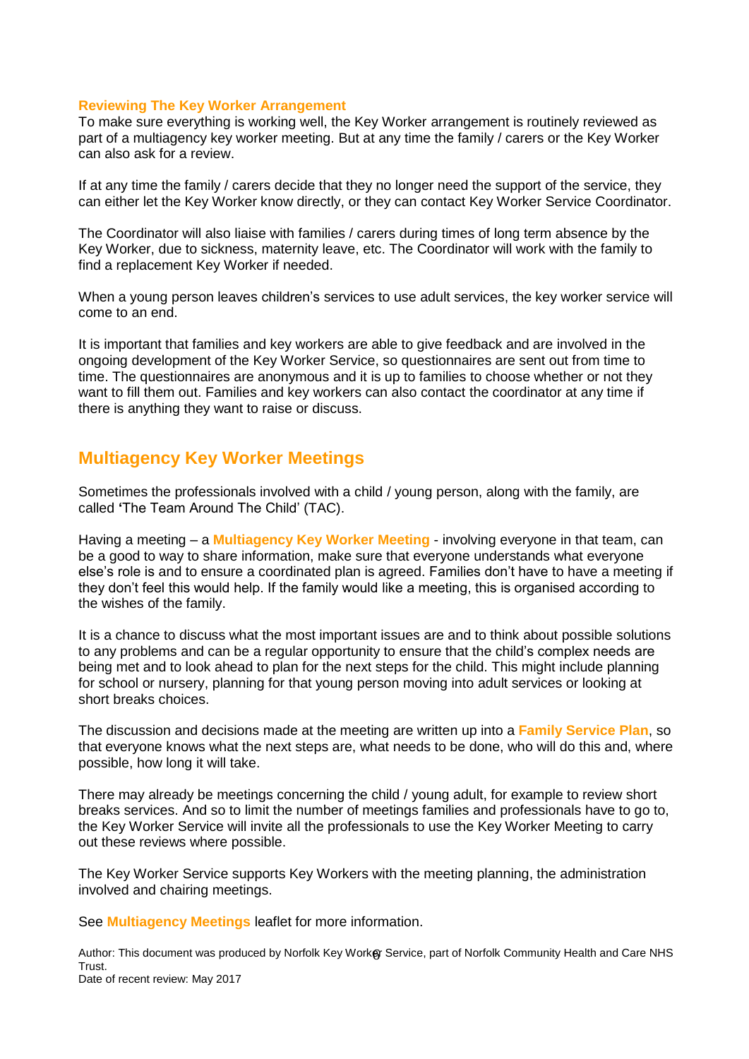### Reviewing The Key Worker Arrangement

To make sure everything is working well, the Key Worker arrangement is routinely reviewed as part of a multiagency key worker meeting. But at any time the family / carers or the Key Worker can also ask for a review.

If at any time the family / carers decide that they no longer need the support of the service, they can either let the Key Worker know directly, or they can contact Key Worker Service Coordinator.

The Coordinator will also liaise with families / carers during times of long term absence by the Key Worker, due to sickness, maternity leave, etc. The Coordinator will work with the family to find a replacement Key Worker if needed.

When a young person leaves children's services to use adult services, the key worker service will come to an end.

It is important that families and key workers are able to give feedback and are involved in the ongoing development of the Key Worker Service, so questionnaires are sent out from time to time. The questionnaires are anonymous and it is up to families to choose whether or not they want to fill them out. Families and key workers can also contact the coordinator at any time if there is anything they want to raise or discuss.

## Multiagency Key Worker Meetings

Sometimes the professionals involved with a child / young person, along with the family, are called 'The Team Around The Child' (TAC).

Having a meeting – a **Multiagency Key Worker Meeting** - involving everyone in that team, can be a good to way to share information, make sure that everyone understands what everyone else's role is and to ensure a coordinated plan is agreed. Families don't have to have a meeting if they don't feel this would help. If the family would like a meeting, this is organised according to the wishes of the family.

It is a chance to discuss what the most important issues are and to think about possible solutions to any problems and can be a regular opportunity to ensure that the child's complex needs are being met and to look ahead to plan for the next steps for the child. This might include planning for school or nursery, planning for that young person moving into adult services or looking at short breaks choices.

The discussion and decisions made at the meeting are written up into a **Family Service Plan**, so that everyone knows what the next steps are, what needs to be done, who will do this and, where possible, how long it will take.

There may already be meetings concerning the child / young adult, for example to review short breaks services. And so to limit the number of meetings families and professionals have to go to, the Key Worker Service will invite all the professionals to use the Key Worker Meeting to carry out these reviews where possible.

The Key Worker Service supports Key Workers with the meeting planning, the administration involved and chairing meetings.

See **Multiagency Meetings** leaflet for more information.

Author: This document was produced by Norfolk Key Worker Service, part of Norfolk Community Health and Care NHS Trust.
Date of recent review: May 2017